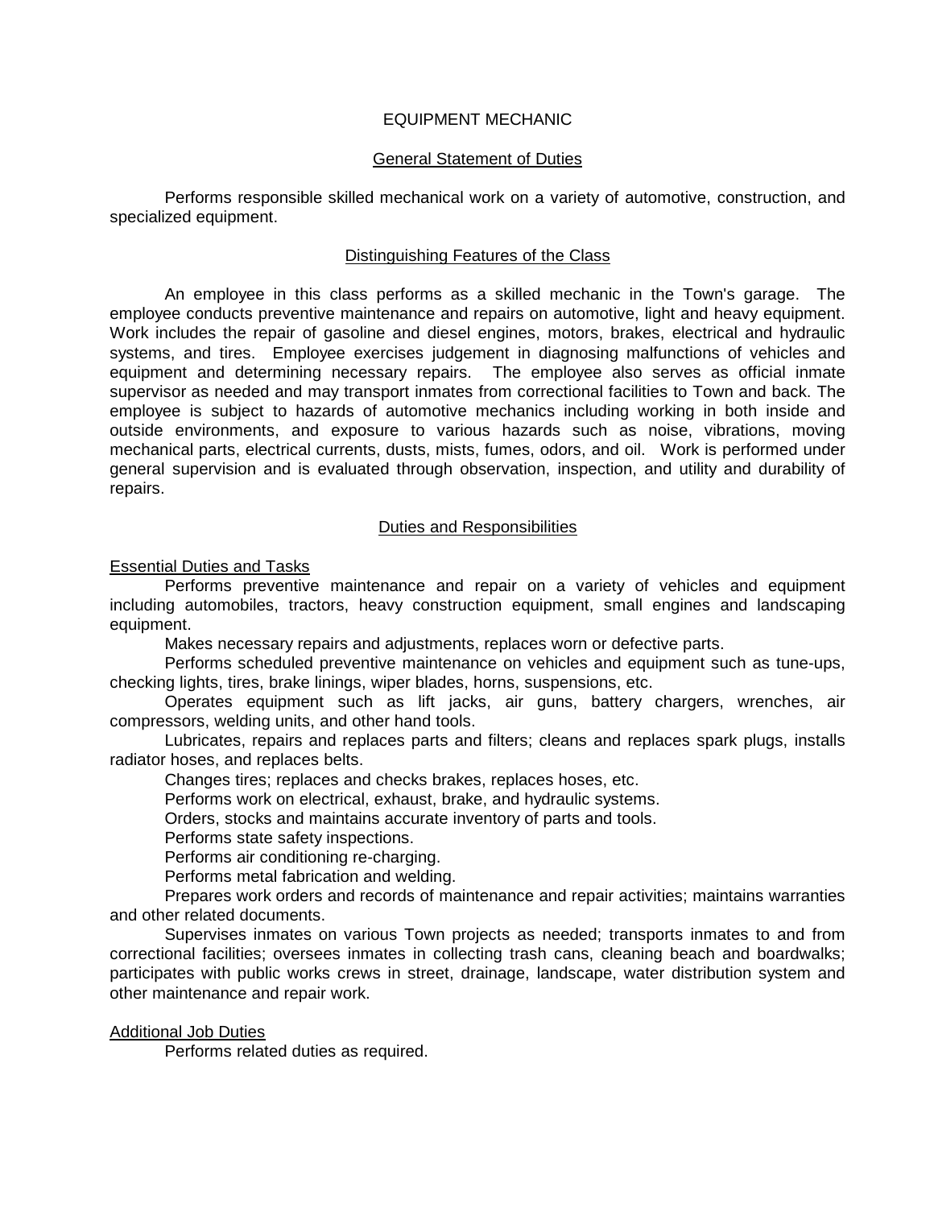# EQUIPMENT MECHANIC

## General Statement of Duties

Performs responsible skilled mechanical work on a variety of automotive, construction, and specialized equipment.

## Distinguishing Features of the Class

An employee in this class performs as a skilled mechanic in the Town's garage. The employee conducts preventive maintenance and repairs on automotive, light and heavy equipment. Work includes the repair of gasoline and diesel engines, motors, brakes, electrical and hydraulic systems, and tires. Employee exercises judgement in diagnosing malfunctions of vehicles and equipment and determining necessary repairs. The employee also serves as official inmate supervisor as needed and may transport inmates from correctional facilities to Town and back. The employee is subject to hazards of automotive mechanics including working in both inside and outside environments, and exposure to various hazards such as noise, vibrations, moving mechanical parts, electrical currents, dusts, mists, fumes, odors, and oil. Work is performed under general supervision and is evaluated through observation, inspection, and utility and durability of repairs.

## Duties and Responsibilities

### Essential Duties and Tasks

Performs preventive maintenance and repair on a variety of vehicles and equipment including automobiles, tractors, heavy construction equipment, small engines and landscaping equipment.

Makes necessary repairs and adjustments, replaces worn or defective parts.

Performs scheduled preventive maintenance on vehicles and equipment such as tune-ups, checking lights, tires, brake linings, wiper blades, horns, suspensions, etc.

Operates equipment such as lift jacks, air guns, battery chargers, wrenches, air compressors, welding units, and other hand tools.

Lubricates, repairs and replaces parts and filters; cleans and replaces spark plugs, installs radiator hoses, and replaces belts.

Changes tires; replaces and checks brakes, replaces hoses, etc.

Performs work on electrical, exhaust, brake, and hydraulic systems.

Orders, stocks and maintains accurate inventory of parts and tools.

Performs state safety inspections.

Performs air conditioning re-charging.

Performs metal fabrication and welding.

Prepares work orders and records of maintenance and repair activities; maintains warranties and other related documents.

Supervises inmates on various Town projects as needed; transports inmates to and from correctional facilities; oversees inmates in collecting trash cans, cleaning beach and boardwalks; participates with public works crews in street, drainage, landscape, water distribution system and other maintenance and repair work.

### Additional Job Duties

Performs related duties as required.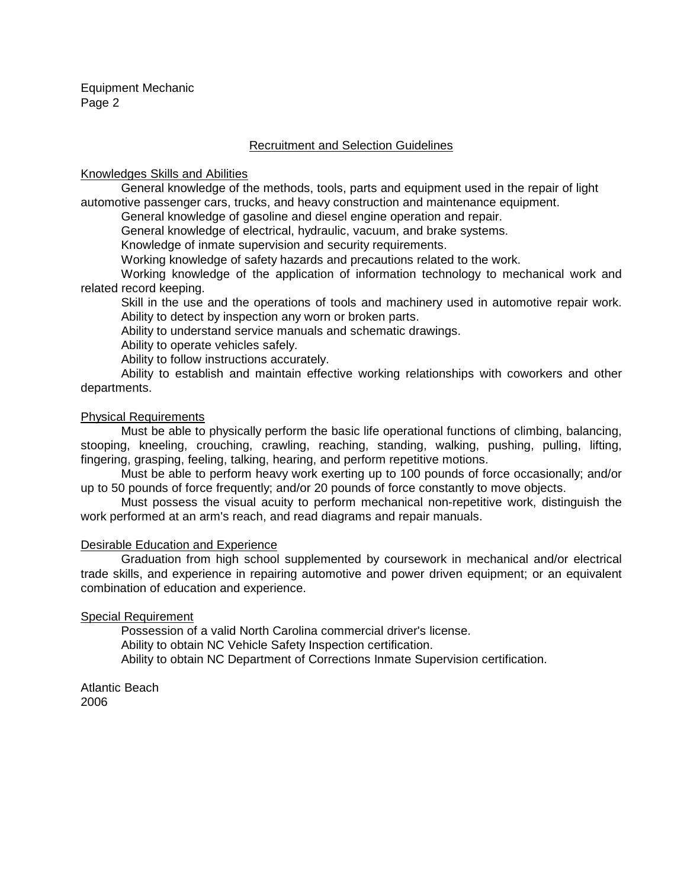## Recruitment and Selection Guidelines

### Knowledges Skills and Abilities

General knowledge of the methods, tools, parts and equipment used in the repair of light automotive passenger cars, trucks, and heavy construction and maintenance equipment.

General knowledge of gasoline and diesel engine operation and repair.

General knowledge of electrical, hydraulic, vacuum, and brake systems.

Knowledge of inmate supervision and security requirements.

Working knowledge of safety hazards and precautions related to the work.

Working knowledge of the application of information technology to mechanical work and related record keeping.

Skill in the use and the operations of tools and machinery used in automotive repair work.

Ability to detect by inspection any worn or broken parts.

Ability to understand service manuals and schematic drawings.

Ability to operate vehicles safely.

Ability to follow instructions accurately.

Ability to establish and maintain effective working relationships with coworkers and other departments.

### Physical Requirements

Must be able to physically perform the basic life operational functions of climbing, balancing, stooping, kneeling, crouching, crawling, reaching, standing, walking, pushing, pulling, lifting, fingering, grasping, feeling, talking, hearing, and perform repetitive motions.

Must be able to perform heavy work exerting up to 100 pounds of force occasionally; and/or up to 50 pounds of force frequently; and/or 20 pounds of force constantly to move objects.

Must possess the visual acuity to perform mechanical non-repetitive work, distinguish the work performed at an arm's reach, and read diagrams and repair manuals.

### Desirable Education and Experience

Graduation from high school supplemented by coursework in mechanical and/or electrical trade skills, and experience in repairing automotive and power driven equipment; or an equivalent combination of education and experience.

### Special Requirement

Possession of a valid North Carolina commercial driver's license.

Ability to obtain NC Vehicle Safety Inspection certification.

Ability to obtain NC Department of Corrections Inmate Supervision certification.

Atlantic Beach
2006